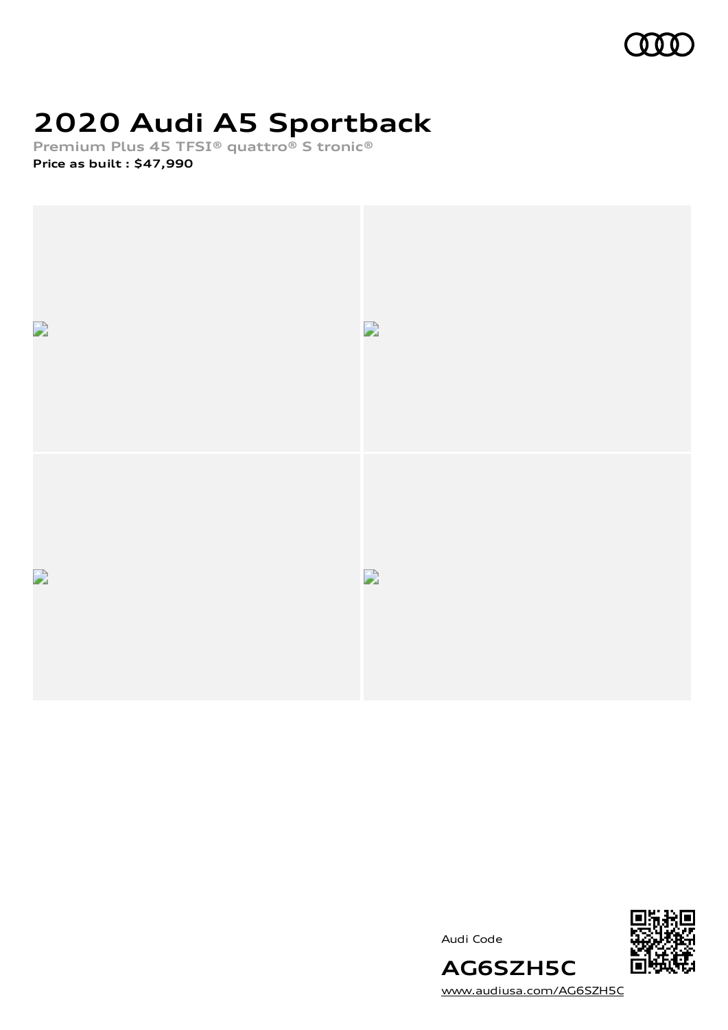# 2020 Audi A5 Sportback

**Premium Plus 45 TFSI® quattro® S tronic®**

**Price as built : $47,990**

Audi Code

**AG6SZH5C**

www.audiusa.com/AG6SZH5C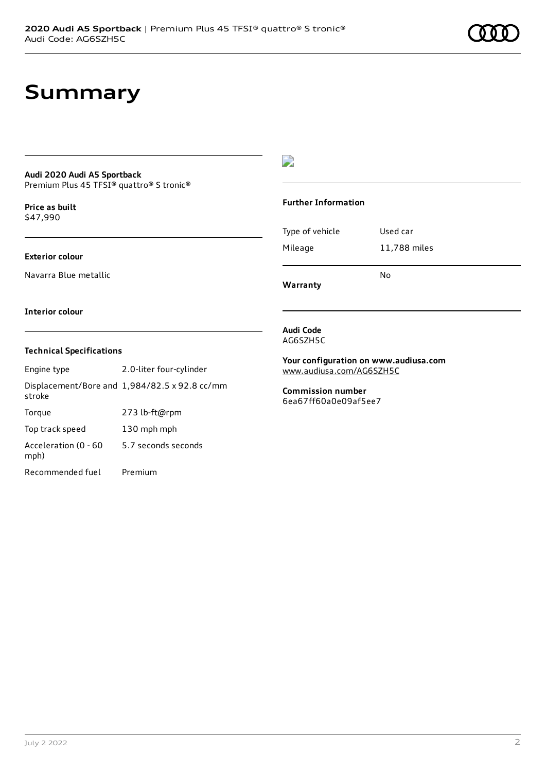# Summary

**Audi 2020 Audi A5 Sportback**
Premium Plus 45 TFSI® quattro® S tronic®

**Price as built**
$47,990

**Exterior colour**

Navarra Blue metallic

**Interior colour**

**Technical Specifications**

| | |
|---|---|
| Engine type | 2.0-liter four-cylinder |
| Displacement/Bore and stroke | 1,984/82.5 x 92.8 cc/mm |
| Torque | 273 lb-ft@rpm |
| Top track speed | 130 mph mph |
| Acceleration (0 - 60 mph) | 5.7 seconds seconds |
| Recommended fuel | Premium |

**Further Information**

| | |
|---|---|
| Type of vehicle | Used car |
| Mileage | 11,788 miles |
| **Warranty** | No |

**Audi Code**
AG6SZH5C

**Your configuration on www.audiusa.com**
www.audiusa.com/AG6SZH5C

**Commission number**
6ea67ff60a0e09af5ee7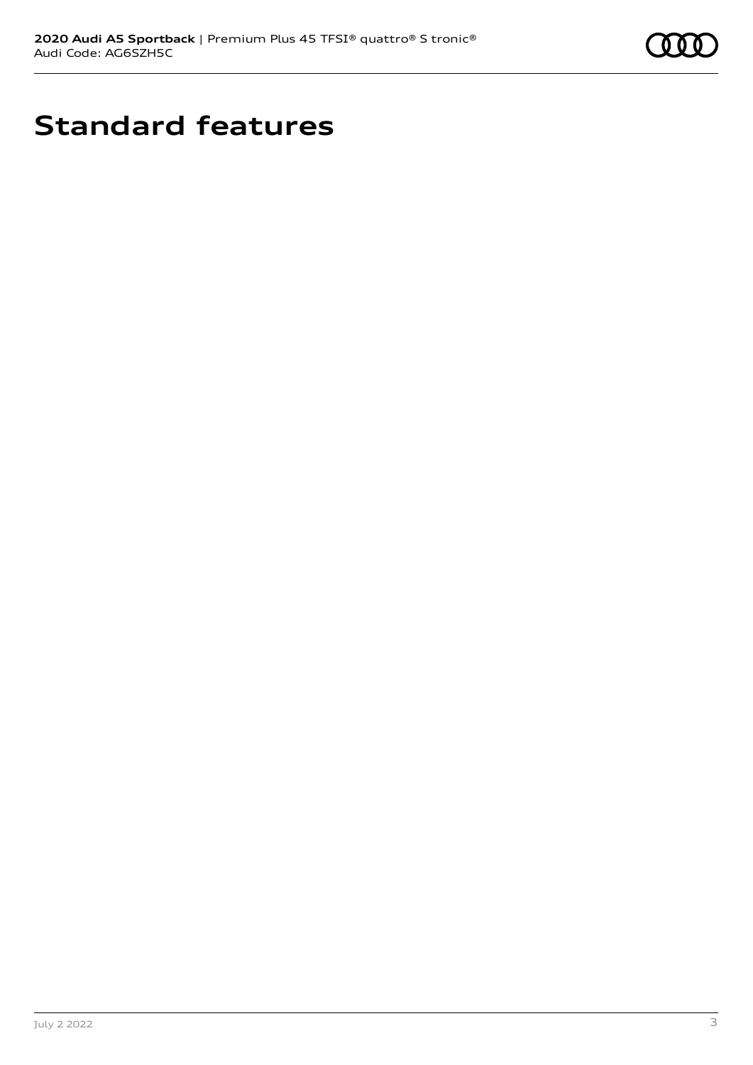# Standard features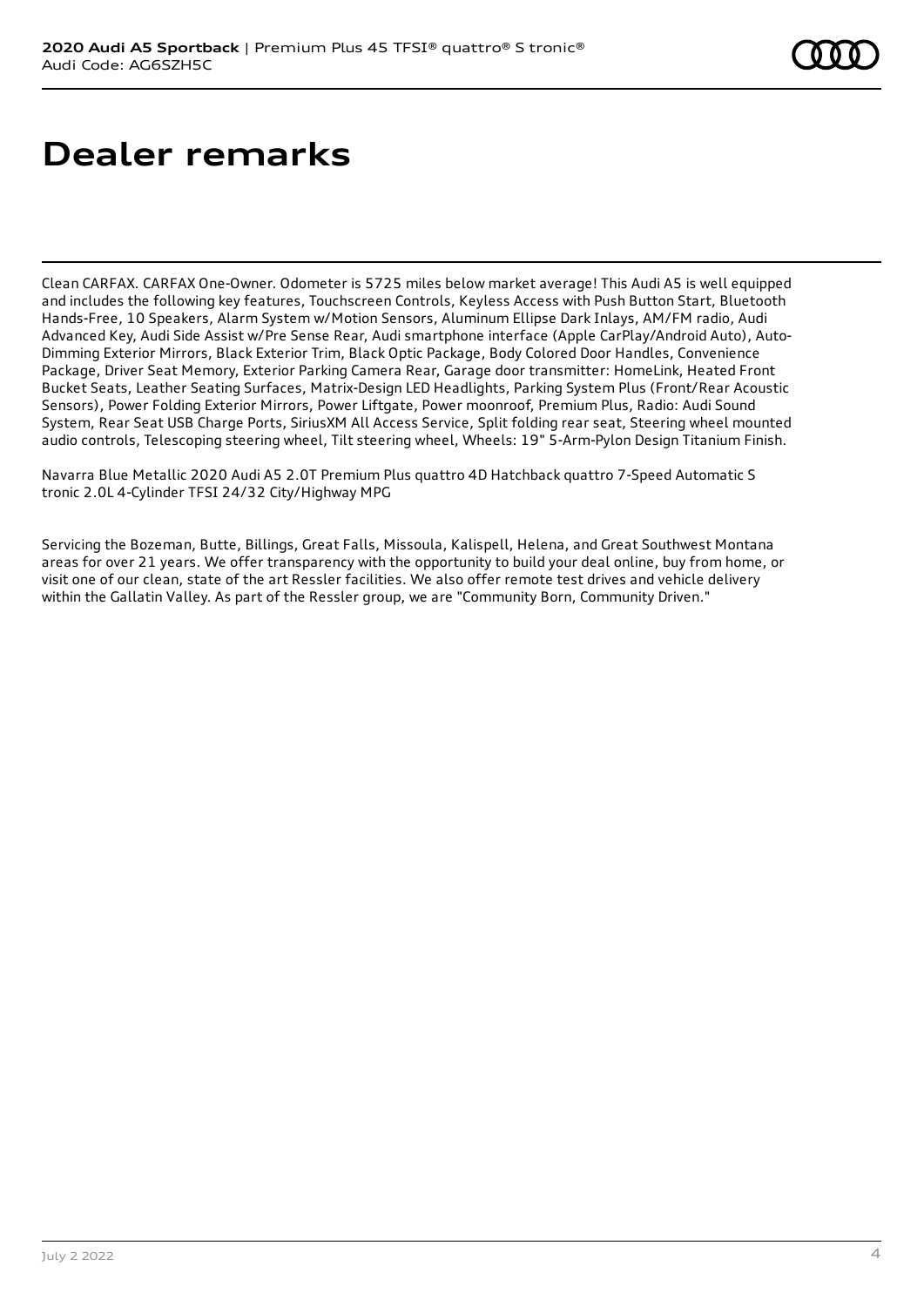# Dealer remarks

Clean CARFAX. CARFAX One-Owner. Odometer is 5725 miles below market average! This Audi A5 is well equipped and includes the following key features, Touchscreen Controls, Keyless Access with Push Button Start, Bluetooth Hands-Free, 10 Speakers, Alarm System w/Motion Sensors, Aluminum Ellipse Dark Inlays, AM/FM radio, Audi Advanced Key, Audi Side Assist w/Pre Sense Rear, Audi smartphone interface (Apple CarPlay/Android Auto), Auto-Dimming Exterior Mirrors, Black Exterior Trim, Black Optic Package, Body Colored Door Handles, Convenience Package, Driver Seat Memory, Exterior Parking Camera Rear, Garage door transmitter: HomeLink, Heated Front Bucket Seats, Leather Seating Surfaces, Matrix-Design LED Headlights, Parking System Plus (Front/Rear Acoustic Sensors), Power Folding Exterior Mirrors, Power Liftgate, Power moonroof, Premium Plus, Radio: Audi Sound System, Rear Seat USB Charge Ports, SiriusXM All Access Service, Split folding rear seat, Steering wheel mounted audio controls, Telescoping steering wheel, Tilt steering wheel, Wheels: 19" 5-Arm-Pylon Design Titanium Finish.

Navarra Blue Metallic 2020 Audi A5 2.0T Premium Plus quattro 4D Hatchback quattro 7-Speed Automatic S tronic 2.0L 4-Cylinder TFSI 24/32 City/Highway MPG

Servicing the Bozeman, Butte, Billings, Great Falls, Missoula, Kalispell, Helena, and Great Southwest Montana areas for over 21 years. We offer transparency with the opportunity to build your deal online, buy from home, or visit one of our clean, state of the art Ressler facilities. We also offer remote test drives and vehicle delivery within the Gallatin Valley. As part of the Ressler group, we are "Community Born, Community Driven."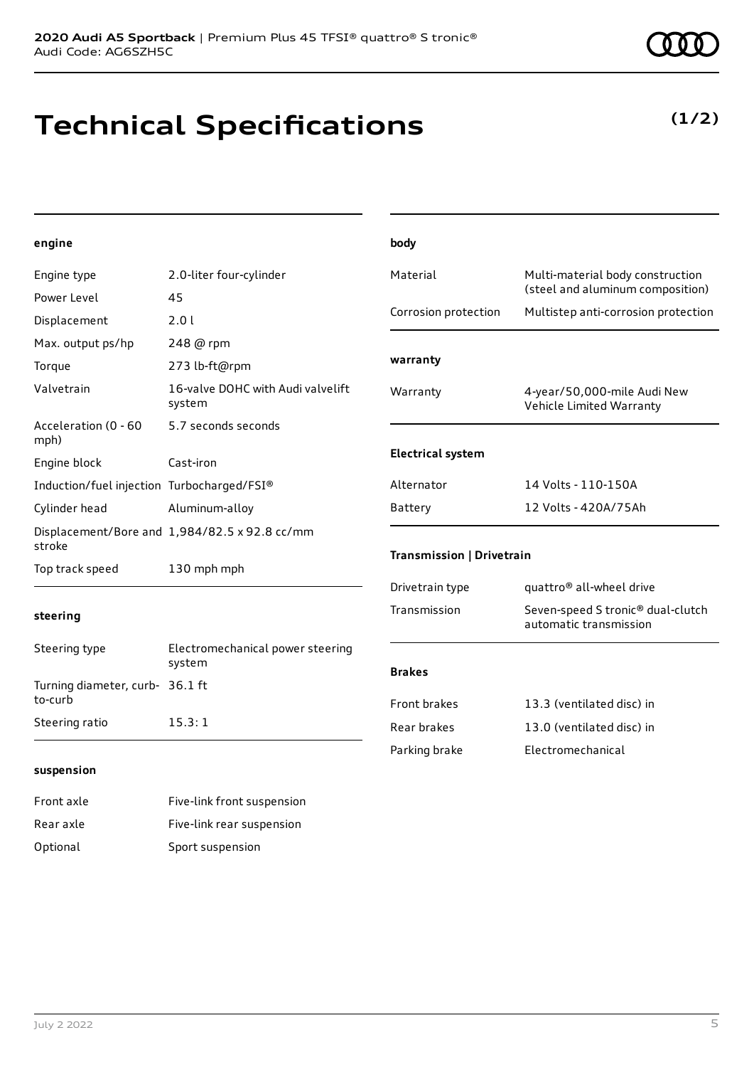# Technical Specifications

**(1/2)**

#### engine

| | |
|---|---|
| Engine type | 2.0-liter four-cylinder |
| Power Level | 45 |
| Displacement | 2.0 l |
| Max. output ps/hp | 248 @ rpm |
| Torque | 273 lb-ft@rpm |
| Valvetrain | 16-valve DOHC with Audi valvelift system |
| Acceleration (0 - 60 mph) | 5.7 seconds seconds |
| Engine block | Cast-iron |
| Induction/fuel injection | Turbocharged/FSI® |
| Cylinder head | Aluminum-alloy |
| Displacement/Bore and stroke | 1,984/82.5 x 92.8 cc/mm |
| Top track speed | 130 mph mph |

#### steering

| | |
|---|---|
| Steering type | Electromechanical power steering system |
| Turning diameter, curb-to-curb | 36.1 ft |
| Steering ratio | 15.3: 1 |

#### suspension

| | |
|---|---|
| Front axle | Five-link front suspension |
| Rear axle | Five-link rear suspension |
| Optional | Sport suspension |

#### body

| | |
|---|---|
| Material | Multi-material body construction (steel and aluminum composition) |
| Corrosion protection | Multistep anti-corrosion protection |

#### warranty

| | |
|---|---|
| Warranty | 4-year/50,000-mile Audi New Vehicle Limited Warranty |

#### Electrical system

| | |
|---|---|
| Alternator | 14 Volts - 110-150A |
| Battery | 12 Volts - 420A/75Ah |

#### Transmission | Drivetrain

| | |
|---|---|
| Drivetrain type | quattro® all-wheel drive |
| Transmission | Seven-speed S tronic® dual-clutch automatic transmission |

#### Brakes

| | |
|---|---|
| Front brakes | 13.3 (ventilated disc) in |
| Rear brakes | 13.0 (ventilated disc) in |
| Parking brake | Electromechanical |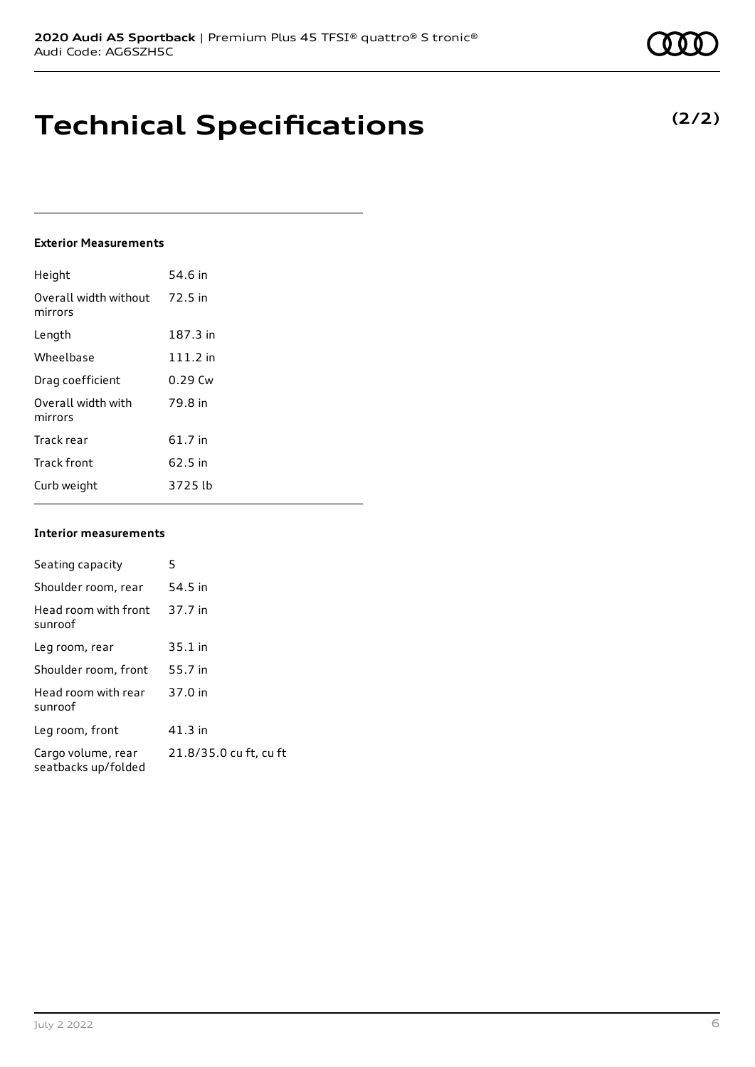# Technical Specifications

**(2/2)**

#### Exterior Measurements

| | |
|---|---|
| Height | 54.6 in |
| Overall width without mirrors | 72.5 in |
| Length | 187.3 in |
| Wheelbase | 111.2 in |
| Drag coefficient | 0.29 Cw |
| Overall width with mirrors | 79.8 in |
| Track rear | 61.7 in |
| Track front | 62.5 in |
| Curb weight | 3725 lb |

#### Interior measurements

| | |
|---|---|
| Seating capacity | 5 |
| Shoulder room, rear | 54.5 in |
| Head room with front sunroof | 37.7 in |
| Leg room, rear | 35.1 in |
| Shoulder room, front | 55.7 in |
| Head room with rear sunroof | 37.0 in |
| Leg room, front | 41.3 in |
| Cargo volume, rear seatbacks up/folded | 21.8/35.0 cu ft, cu ft |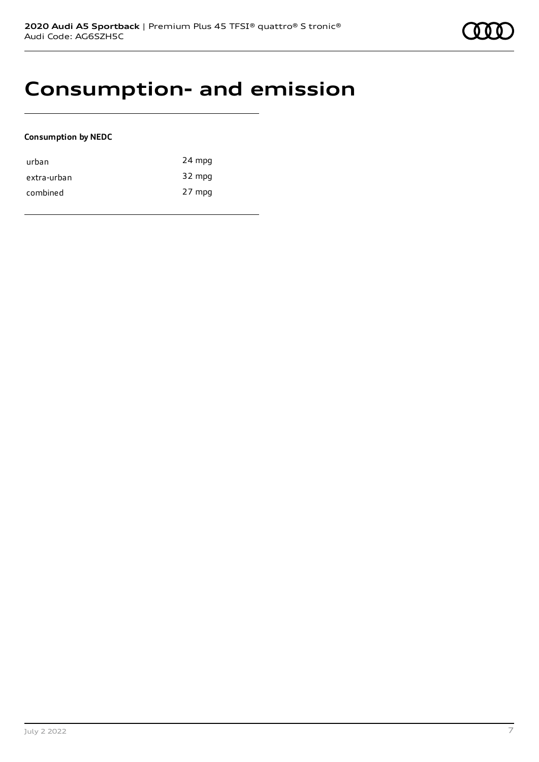# Consumption- and emission

**Consumption by NEDC**

| | |
|---|---|
| urban | 24 mpg |
| extra-urban | 32 mpg |
| combined | 27 mpg |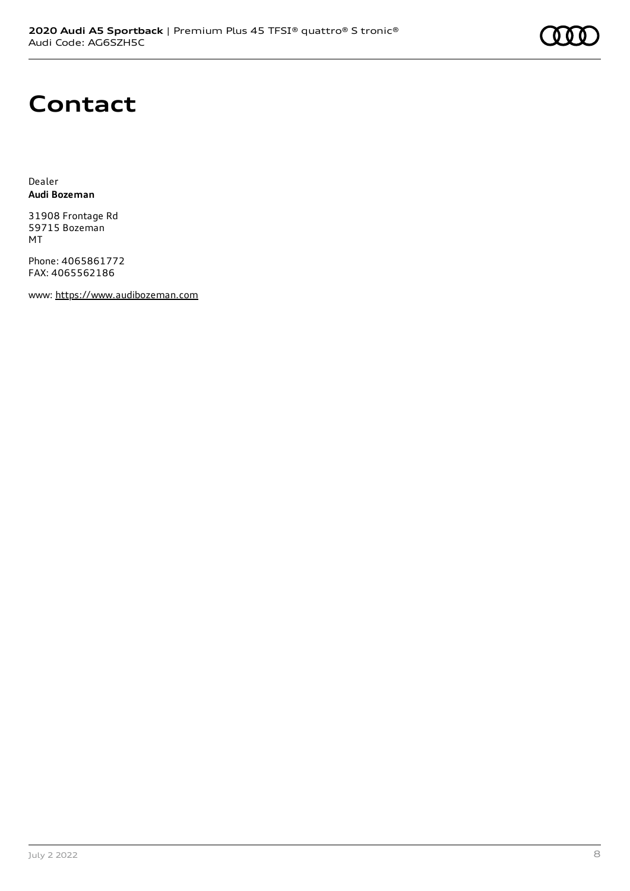# Contact

Dealer
**Audi Bozeman**

31908 Frontage Rd
59715 Bozeman
MT

Phone: 4065861772
FAX: 4065562186

www: https://www.audibozeman.com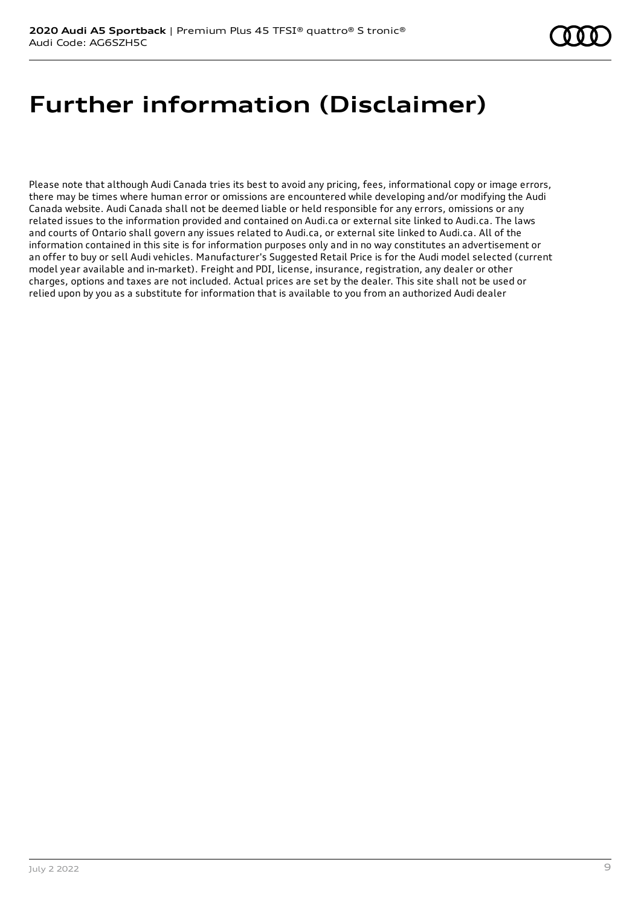# Further information (Disclaimer)

Please note that although Audi Canada tries its best to avoid any pricing, fees, informational copy or image errors, there may be times where human error or omissions are encountered while developing and/or modifying the Audi Canada website. Audi Canada shall not be deemed liable or held responsible for any errors, omissions or any related issues to the information provided and contained on Audi.ca or external site linked to Audi.ca. The laws and courts of Ontario shall govern any issues related to Audi.ca, or external site linked to Audi.ca. All of the information contained in this site is for information purposes only and in no way constitutes an advertisement or an offer to buy or sell Audi vehicles. Manufacturer's Suggested Retail Price is for the Audi model selected (current model year available and in-market). Freight and PDI, license, insurance, registration, any dealer or other charges, options and taxes are not included. Actual prices are set by the dealer. This site shall not be used or relied upon by you as a substitute for information that is available to you from an authorized Audi dealer